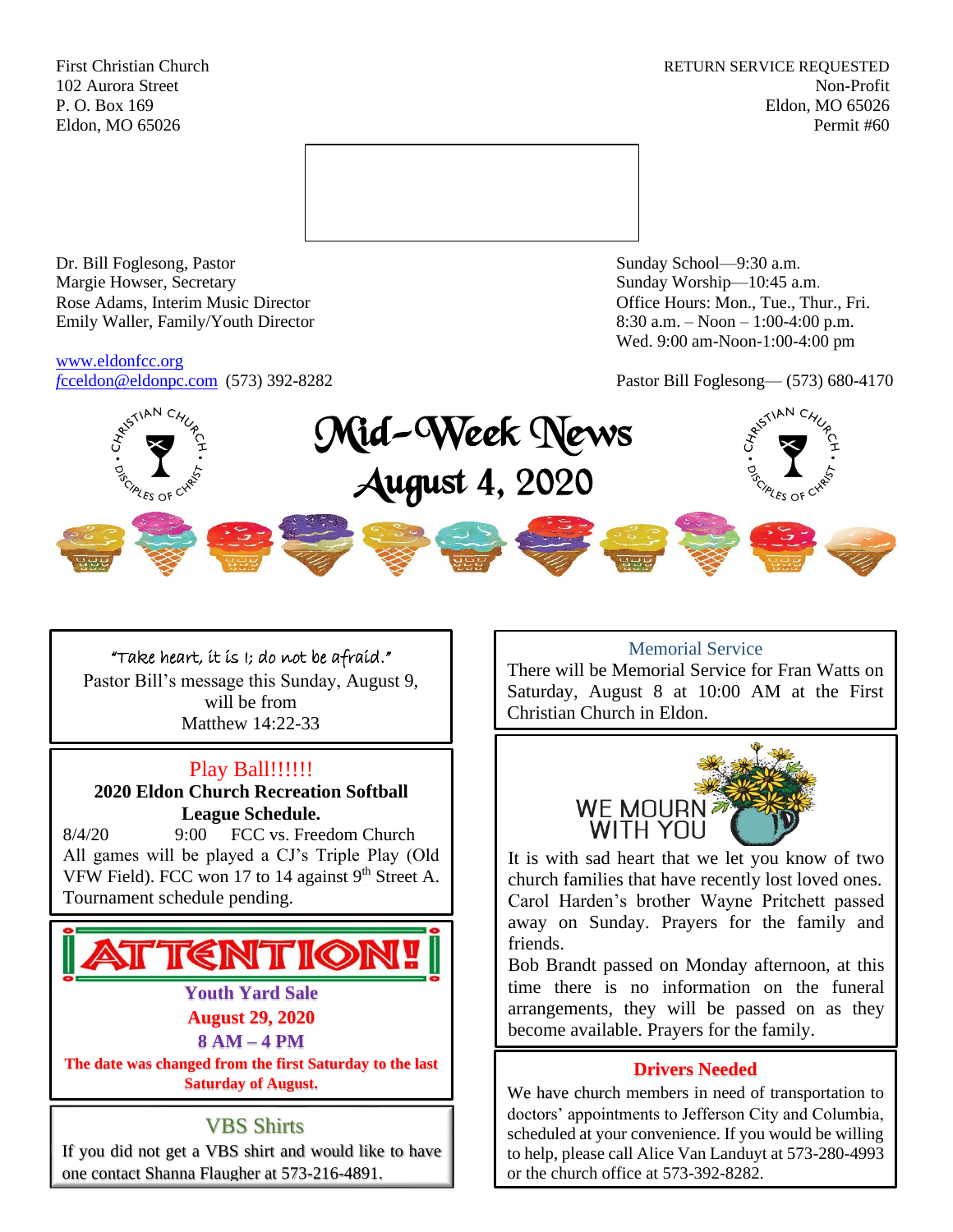First Christian Church
102 Aurora Street
P. O. Box 169
Eldon, MO 65026

RETURN SERVICE REQUESTED
Non-Profit
Eldon, MO 65026
Permit #60

Dr. Bill Foglesong, Pastor
Margie Howser, Secretary
Rose Adams, Interim Music Director
Emily Waller, Family/Youth Director

www.eldonfcc.org
fcceldon@eldonpc.com (573) 392-8282

Sunday School—9:30 a.m.
Sunday Worship—10:45 a.m.
Office Hours: Mon., Tue., Thur., Fri.
8:30 a.m. – Noon – 1:00-4:00 p.m.
Wed. 9:00 am-Noon-1:00-4:00 pm

Pastor Bill Foglesong— (573) 680-4170

# Mid-Week News
## August 4, 2020

"Take heart, it is I; do not be afraid."
Pastor Bill's message this Sunday, August 9, will be from
Matthew 14:22-33

## Play Ball!!!!!!

**2020 Eldon Church Recreation Softball League Schedule.**

8/4/20 9:00 FCC vs. Freedom Church

All games will be played a CJ's Triple Play (Old VFW Field). FCC won 17 to 14 against 9th Street A. Tournament schedule pending.

## ATTENTION!

**Youth Yard Sale**
**August 29, 2020**
**8 AM – 4 PM**
**The date was changed from the first Saturday to the last Saturday of August.**

## VBS Shirts

If you did not get a VBS shirt and would like to have one contact Shanna Flaugher at 573-216-4891.

## Memorial Service

There will be Memorial Service for Fran Watts on Saturday, August 8 at 10:00 AM at the First Christian Church in Eldon.

## WE MOURN WITH YOU

It is with sad heart that we let you know of two church families that have recently lost loved ones. Carol Harden's brother Wayne Pritchett passed away on Sunday. Prayers for the family and friends.

Bob Brandt passed on Monday afternoon, at this time there is no information on the funeral arrangements, they will be passed on as they become available. Prayers for the family.

## Drivers Needed

We have church members in need of transportation to doctors' appointments to Jefferson City and Columbia, scheduled at your convenience. If you would be willing to help, please call Alice Van Landuyt at 573-280-4993 or the church office at 573-392-8282.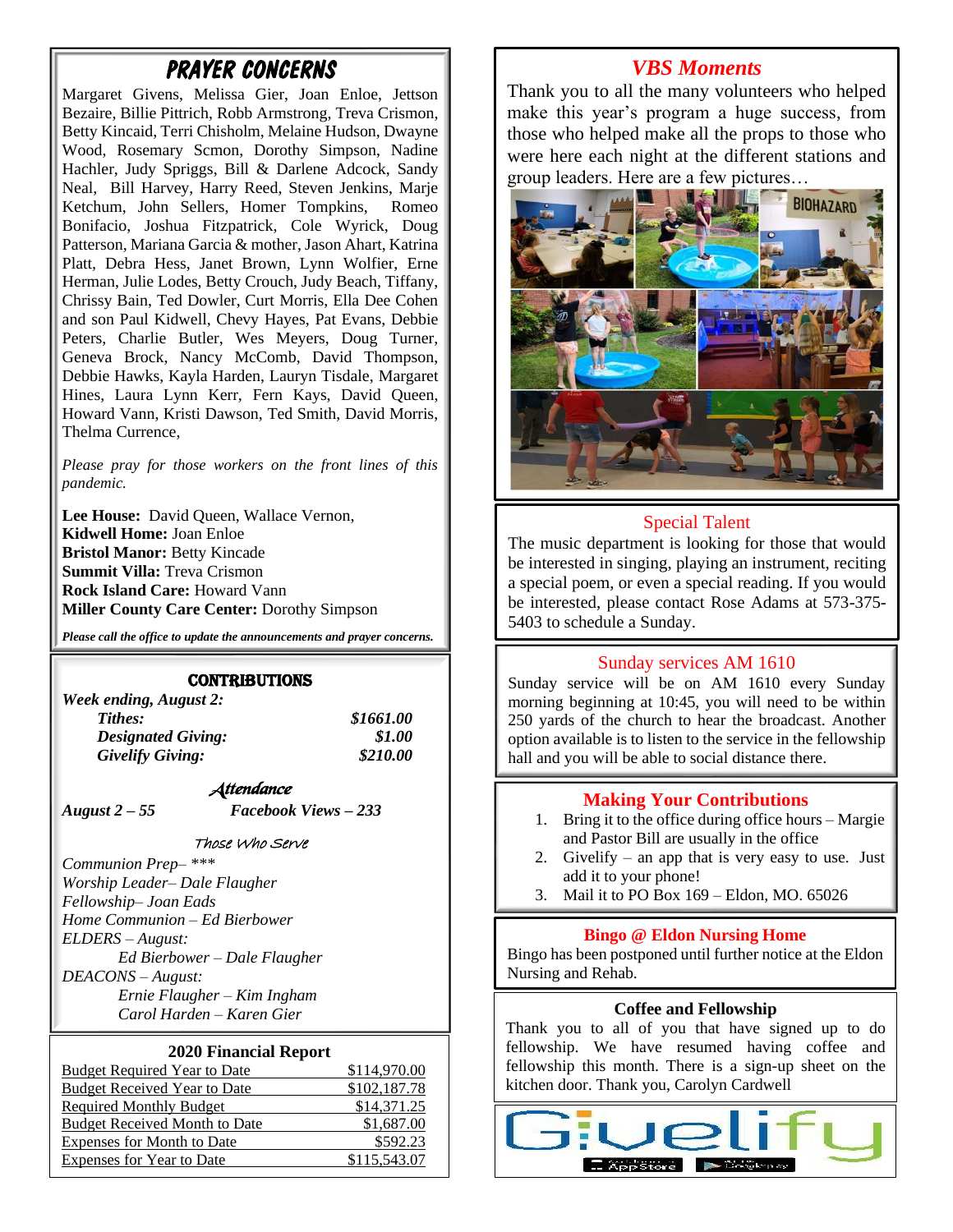## PRAYER CONCERNS

Margaret Givens, Melissa Gier, Joan Enloe, Jettson Bezaire, Billie Pittrich, Robb Armstrong, Treva Crismon, Betty Kincaid, Terri Chisholm, Melaine Hudson, Dwayne Wood, Rosemary Scmon, Dorothy Simpson, Nadine Hachler, Judy Spriggs, Bill & Darlene Adcock, Sandy Neal, Bill Harvey, Harry Reed, Steven Jenkins, Marje Ketchum, John Sellers, Homer Tompkins, Romeo Bonifacio, Joshua Fitzpatrick, Cole Wyrick, Doug Patterson, Mariana Garcia & mother, Jason Ahart, Katrina Platt, Debra Hess, Janet Brown, Lynn Wolfier, Erne Herman, Julie Lodes, Betty Crouch, Judy Beach, Tiffany, Chrissy Bain, Ted Dowler, Curt Morris, Ella Dee Cohen and son Paul Kidwell, Chevy Hayes, Pat Evans, Debbie Peters, Charlie Butler, Wes Meyers, Doug Turner, Geneva Brock, Nancy McComb, David Thompson, Debbie Hawks, Kayla Harden, Lauryn Tisdale, Margaret Hines, Laura Lynn Kerr, Fern Kays, David Queen, Howard Vann, Kristi Dawson, Ted Smith, David Morris, Thelma Currence,

*Please pray for those workers on the front lines of this pandemic.*

**Lee House:** David Queen, Wallace Vernon,
**Kidwell Home:** Joan Enloe
**Bristol Manor:** Betty Kincade
**Summit Villa:** Treva Crismon
**Rock Island Care:** Howard Vann
**Miller County Care Center:** Dorothy Simpson

***Please call the office to update the announcements and prayer concerns.***

## CONTRIBUTIONS

***Week ending, August 2:***

| | |
|---|---|
| ***Tithes:*** | ***$1661.00*** |
| ***Designated Giving:*** | ***$1.00*** |
| ***Givelify Giving:*** | ***$210.00*** |

### *Attendance*

***August 2 – 55*** ***Facebook Views – 233***

### *Those Who Serve*

*Communion Prep– \*\*\**
*Worship Leader– Dale Flaugher*
*Fellowship– Joan Eads*
*Home Communion – Ed Bierbower*
*ELDERS – August:*
*Ed Bierbower – Dale Flaugher*
*DEACONS – August:*
*Ernie Flaugher – Kim Ingham*
*Carol Harden – Karen Gier*

## 2020 Financial Report

| | |
|---|---|
| Budget Required Year to Date | $114,970.00 |
| Budget Received Year to Date | $102,187.78 |
| Required Monthly Budget | $14,371.25 |
| Budget Received Month to Date | $1,687.00 |
| Expenses for Month to Date | $592.23 |
| Expenses for Year to Date | $115,543.07 |

## *VBS Moments*

Thank you to all the many volunteers who helped make this year's program a huge success, from those who helped make all the props to those who were here each night at the different stations and group leaders. Here are a few pictures…

## Special Talent

The music department is looking for those that would be interested in singing, playing an instrument, reciting a special poem, or even a special reading. If you would be interested, please contact Rose Adams at 573-375-5403 to schedule a Sunday.

## Sunday services AM 1610

Sunday service will be on AM 1610 every Sunday morning beginning at 10:45, you will need to be within 250 yards of the church to hear the broadcast. Another option available is to listen to the service in the fellowship hall and you will be able to social distance there.

## Making Your Contributions

1. Bring it to the office during office hours – Margie and Pastor Bill are usually in the office
2. Givelify – an app that is very easy to use. Just add it to your phone!
3. Mail it to PO Box 169 – Eldon, MO. 65026

## Bingo @ Eldon Nursing Home

Bingo has been postponed until further notice at the Eldon Nursing and Rehab.

## Coffee and Fellowship

Thank you to all of you that have signed up to do fellowship. We have resumed having coffee and fellowship this month. There is a sign-up sheet on the kitchen door. Thank you, Carolyn Cardwell

Givelify